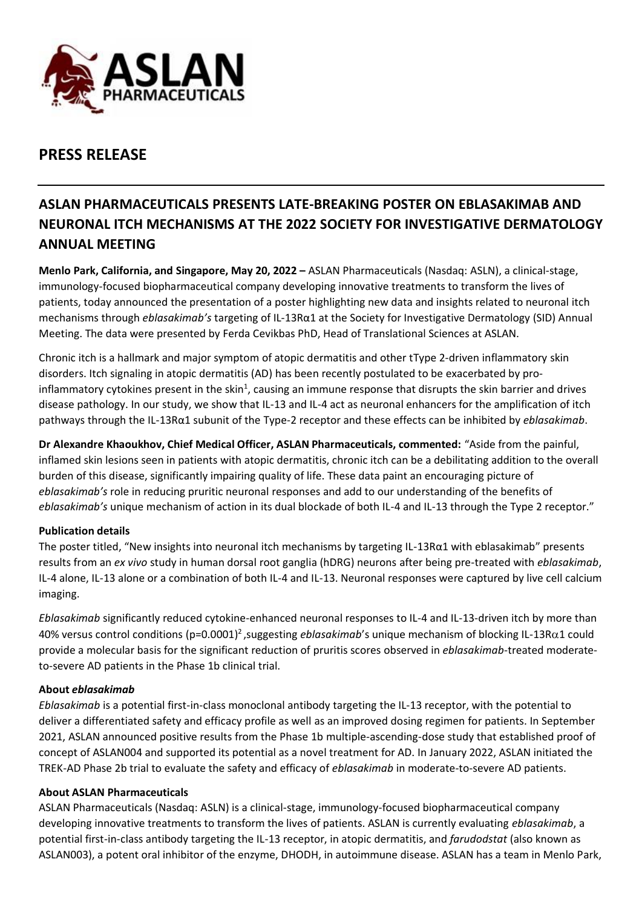## PRESS RELEASE

## ASLAN PHARMACEUTICALS PRESENTS LATE-BREAKING POSTER ON EBLASAKIMAB AND NEURONAL ITCH MECHANISMS AT THE 2022 SOCIETY FOR INVESTIGATIVE DERMATOLOGY ANNUAL MEETING

**Menlo Park, California, and Singapore, May 20, 2022 –** ASLAN Pharmaceuticals (Nasdaq: ASLN), a clinical-stage, immunology-focused biopharmaceutical company developing innovative treatments to transform the lives of patients, today announced the presentation of a poster highlighting new data and insights related to neuronal itch mechanisms through *eblasakimab's* targeting of IL-13Rα1 at the Society for Investigative Dermatology (SID) Annual Meeting. The data were presented by Ferda Cevikbas PhD, Head of Translational Sciences at ASLAN.

Chronic itch is a hallmark and major symptom of atopic dermatitis and other tType 2-driven inflammatory skin disorders. Itch signaling in atopic dermatitis (AD) has been recently postulated to be exacerbated by pro-inflammatory cytokines present in the skin[1], causing an immune response that disrupts the skin barrier and drives disease pathology. In our study, we show that IL-13 and IL-4 act as neuronal enhancers for the amplification of itch pathways through the IL-13Rα1 subunit of the Type-2 receptor and these effects can be inhibited by *eblasakimab*.

**Dr Alexandre Khaoukhov, Chief Medical Officer, ASLAN Pharmaceuticals, commented:** "Aside from the painful, inflamed skin lesions seen in patients with atopic dermatitis, chronic itch can be a debilitating addition to the overall burden of this disease, significantly impairing quality of life. These data paint an encouraging picture of *eblasakimab's* role in reducing pruritic neuronal responses and add to our understanding of the benefits of *eblasakimab's* unique mechanism of action in its dual blockade of both IL-4 and IL-13 through the Type 2 receptor."

**Publication details**

The poster titled, "New insights into neuronal itch mechanisms by targeting IL-13Rα1 with eblasakimab" presents results from an *ex vivo* study in human dorsal root ganglia (hDRG) neurons after being pre-treated with *eblasakimab*, IL-4 alone, IL-13 alone or a combination of both IL-4 and IL-13. Neuronal responses were captured by live cell calcium imaging.

*Eblasakimab* significantly reduced cytokine-enhanced neuronal responses to IL-4 and IL-13-driven itch by more than 40% versus control conditions ($p=0.0001$)[2] ,suggesting *eblasakimab*'s unique mechanism of blocking IL-13Rα1 could provide a molecular basis for the significant reduction of pruritis scores observed in *eblasakimab*-treated moderate-to-severe AD patients in the Phase 1b clinical trial.

**About *eblasakimab***

*Eblasakimab* is a potential first-in-class monoclonal antibody targeting the IL-13 receptor, with the potential to deliver a differentiated safety and efficacy profile as well as an improved dosing regimen for patients. In September 2021, ASLAN announced positive results from the Phase 1b multiple-ascending-dose study that established proof of concept of ASLAN004 and supported its potential as a novel treatment for AD. In January 2022, ASLAN initiated the TREK-AD Phase 2b trial to evaluate the safety and efficacy of *eblasakimab* in moderate-to-severe AD patients.

**About ASLAN Pharmaceuticals**

ASLAN Pharmaceuticals (Nasdaq: ASLN) is a clinical-stage, immunology-focused biopharmaceutical company developing innovative treatments to transform the lives of patients. ASLAN is currently evaluating *eblasakimab*, a potential first-in-class antibody targeting the IL-13 receptor, in atopic dermatitis, and *farudodstat* (also known as ASLAN003), a potent oral inhibitor of the enzyme, DHODH, in autoimmune disease. ASLAN has a team in Menlo Park,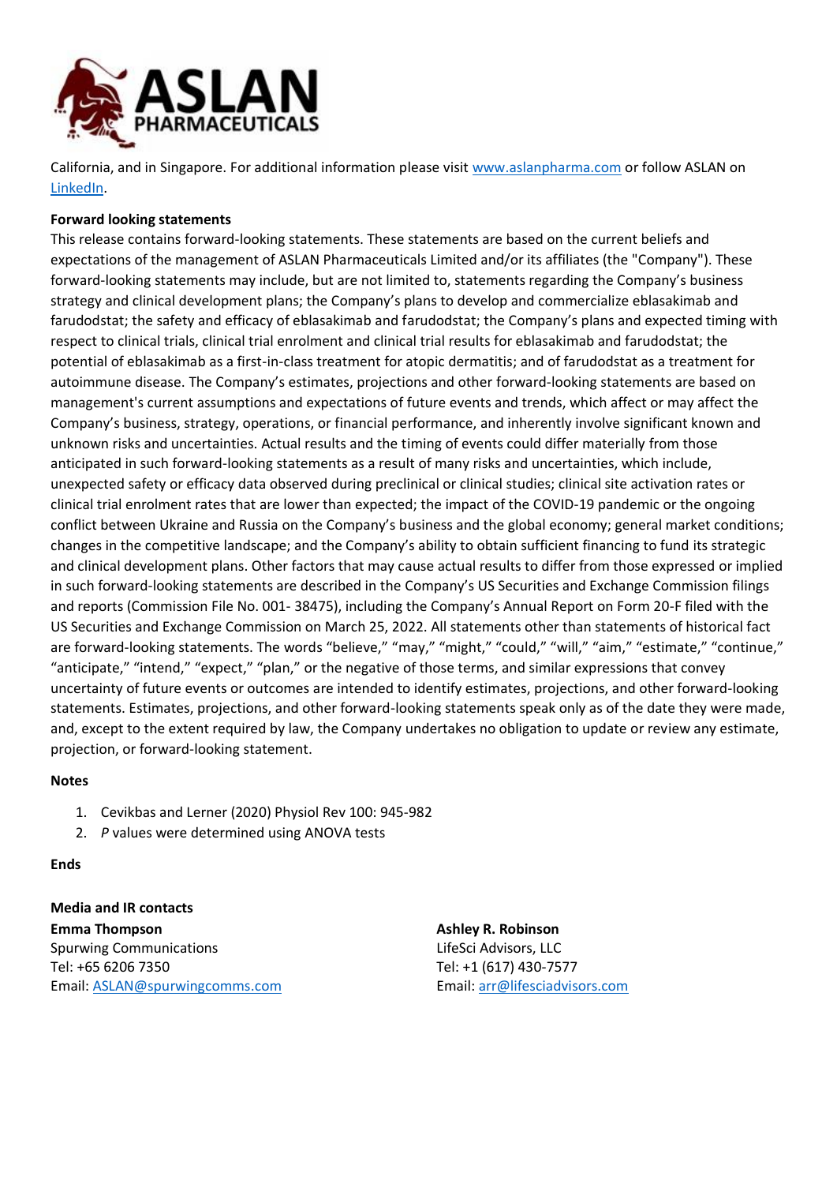California, and in Singapore. For additional information please visit [www.aslanpharma.com](www.aslanpharma.com) or follow ASLAN on [LinkedIn](LinkedIn).

**Forward looking statements**

This release contains forward-looking statements. These statements are based on the current beliefs and expectations of the management of ASLAN Pharmaceuticals Limited and/or its affiliates (the "Company"). These forward-looking statements may include, but are not limited to, statements regarding the Company's business strategy and clinical development plans; the Company's plans to develop and commercialize eblasakimab and farudodstat; the safety and efficacy of eblasakimab and farudodstat; the Company's plans and expected timing with respect to clinical trials, clinical trial enrolment and clinical trial results for eblasakimab and farudodstat; the potential of eblasakimab as a first-in-class treatment for atopic dermatitis; and of farudodstat as a treatment for autoimmune disease. The Company's estimates, projections and other forward-looking statements are based on management's current assumptions and expectations of future events and trends, which affect or may affect the Company's business, strategy, operations, or financial performance, and inherently involve significant known and unknown risks and uncertainties. Actual results and the timing of events could differ materially from those anticipated in such forward-looking statements as a result of many risks and uncertainties, which include, unexpected safety or efficacy data observed during preclinical or clinical studies; clinical site activation rates or clinical trial enrolment rates that are lower than expected; the impact of the COVID-19 pandemic or the ongoing conflict between Ukraine and Russia on the Company's business and the global economy; general market conditions; changes in the competitive landscape; and the Company's ability to obtain sufficient financing to fund its strategic and clinical development plans. Other factors that may cause actual results to differ from those expressed or implied in such forward-looking statements are described in the Company's US Securities and Exchange Commission filings and reports (Commission File No. 001- 38475), including the Company's Annual Report on Form 20-F filed with the US Securities and Exchange Commission on March 25, 2022. All statements other than statements of historical fact are forward-looking statements. The words "believe," "may," "might," "could," "will," "aim," "estimate," "continue," "anticipate," "intend," "expect," "plan," or the negative of those terms, and similar expressions that convey uncertainty of future events or outcomes are intended to identify estimates, projections, and other forward-looking statements. Estimates, projections, and other forward-looking statements speak only as of the date they were made, and, except to the extent required by law, the Company undertakes no obligation to update or review any estimate, projection, or forward-looking statement.

**Notes**

1. Cevikbas and Lerner (2020) Physiol Rev 100: 945-982
2. *P* values were determined using ANOVA tests

**Ends**

**Media and IR contacts**

**Emma Thompson**
Spurwing Communications
Tel: +65 6206 7350
Email: [ASLAN@spurwingcomms.com](mailto:ASLAN@spurwingcomms.com)

**Ashley R. Robinson**
LifeSci Advisors, LLC
Tel: +1 (617) 430-7577
Email: [arr@lifesciadvisors.com](mailto:arr@lifesciadvisors.com)